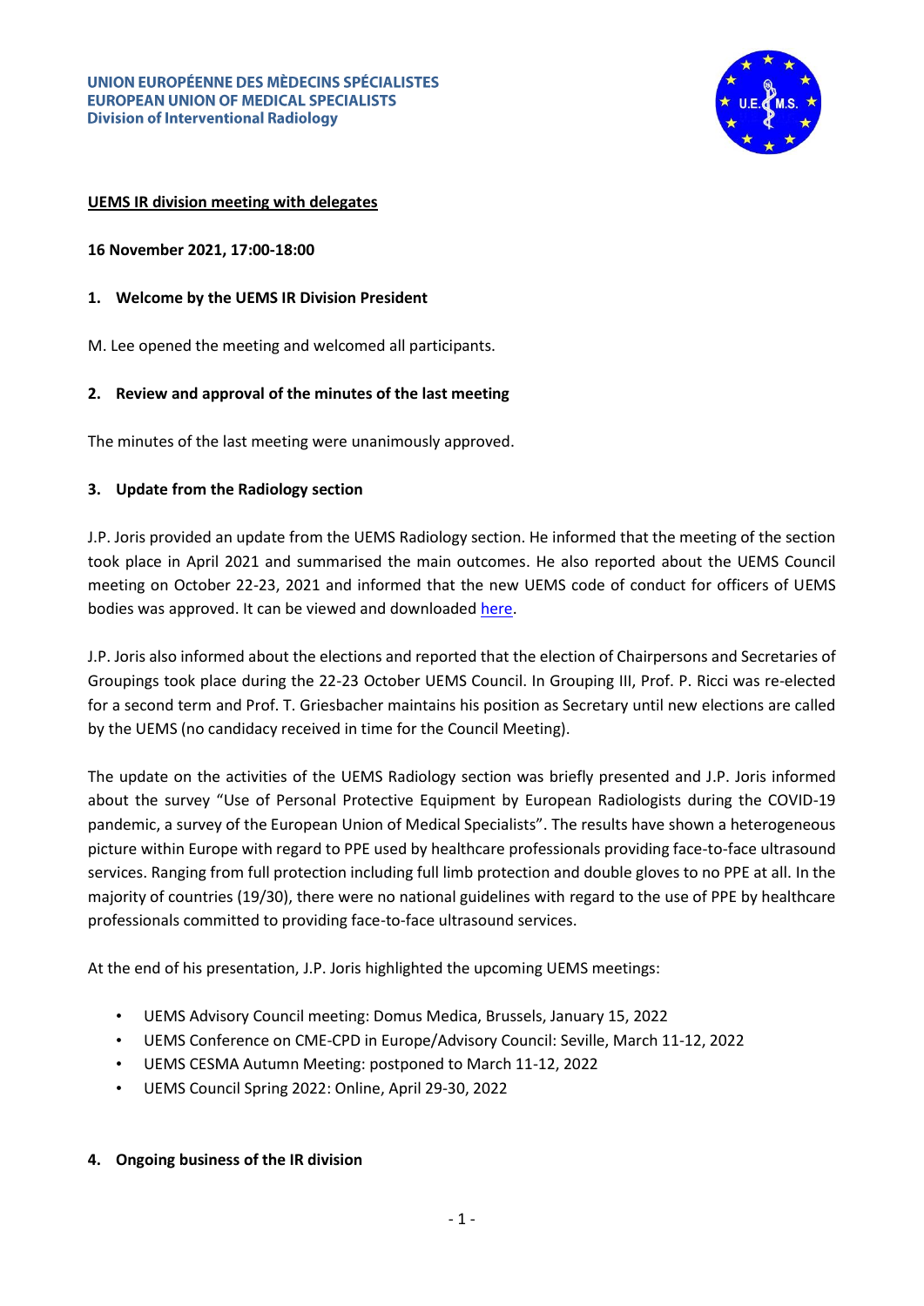**UNION EUROPÉENNE DES MÈDECINS SPÉCIALISTES**
**EUROPEAN UNION OF MEDICAL SPECIALISTS**
**Division of Interventional Radiology**

## UEMS IR division meeting with delegates

**16 November 2021, 17:00-18:00**

### 1. Welcome by the UEMS IR Division President

M. Lee opened the meeting and welcomed all participants.

### 2. Review and approval of the minutes of the last meeting

The minutes of the last meeting were unanimously approved.

### 3. Update from the Radiology section

J.P. Joris provided an update from the UEMS Radiology section. He informed that the meeting of the section took place in April 2021 and summarised the main outcomes. He also reported about the UEMS Council meeting on October 22-23, 2021 and informed that the new UEMS code of conduct for officers of UEMS bodies was approved. It can be viewed and downloaded here.

J.P. Joris also informed about the elections and reported that the election of Chairpersons and Secretaries of Groupings took place during the 22-23 October UEMS Council. In Grouping III, Prof. P. Ricci was re-elected for a second term and Prof. T. Griesbacher maintains his position as Secretary until new elections are called by the UEMS (no candidacy received in time for the Council Meeting).

The update on the activities of the UEMS Radiology section was briefly presented and J.P. Joris informed about the survey "Use of Personal Protective Equipment by European Radiologists during the COVID-19 pandemic, a survey of the European Union of Medical Specialists". The results have shown a heterogeneous picture within Europe with regard to PPE used by healthcare professionals providing face-to-face ultrasound services. Ranging from full protection including full limb protection and double gloves to no PPE at all. In the majority of countries (19/30), there were no national guidelines with regard to the use of PPE by healthcare professionals committed to providing face-to-face ultrasound services.

At the end of his presentation, J.P. Joris highlighted the upcoming UEMS meetings:

- UEMS Advisory Council meeting: Domus Medica, Brussels, January 15, 2022
- UEMS Conference on CME-CPD in Europe/Advisory Council: Seville, March 11-12, 2022
- UEMS CESMA Autumn Meeting: postponed to March 11-12, 2022
- UEMS Council Spring 2022: Online, April 29-30, 2022

### 4. Ongoing business of the IR division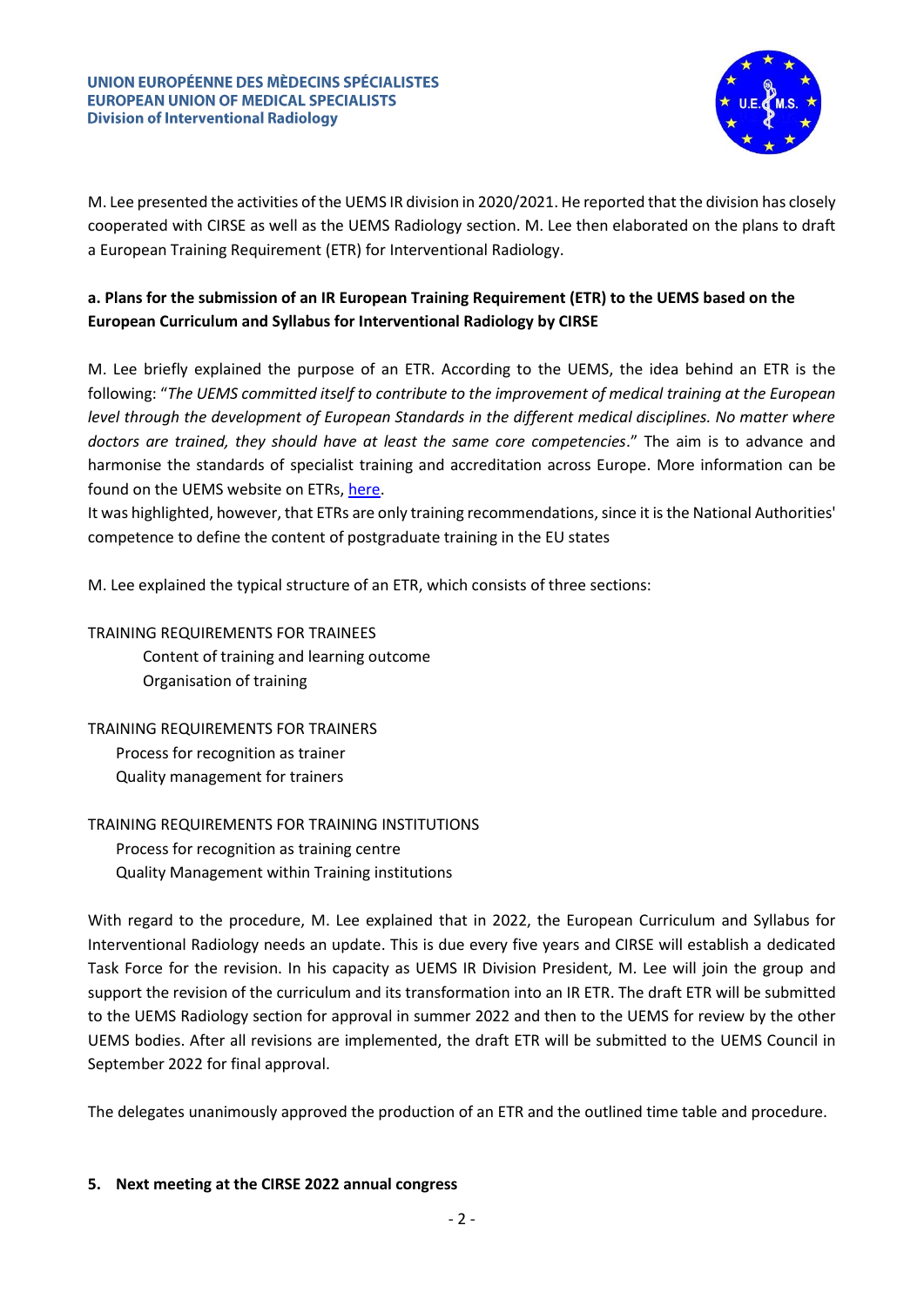M. Lee presented the activities of the UEMS IR division in 2020/2021. He reported that the division has closely cooperated with CIRSE as well as the UEMS Radiology section. M. Lee then elaborated on the plans to draft a European Training Requirement (ETR) for Interventional Radiology.

**a. Plans for the submission of an IR European Training Requirement (ETR) to the UEMS based on the European Curriculum and Syllabus for Interventional Radiology by CIRSE**

M. Lee briefly explained the purpose of an ETR. According to the UEMS, the idea behind an ETR is the following: "*The UEMS committed itself to contribute to the improvement of medical training at the European level through the development of European Standards in the different medical disciplines. No matter where doctors are trained, they should have at least the same core competencies*." The aim is to advance and harmonise the standards of specialist training and accreditation across Europe. More information can be found on the UEMS website on ETRs, here.
It was highlighted, however, that ETRs are only training recommendations, since it is the National Authorities' competence to define the content of postgraduate training in the EU states

M. Lee explained the typical structure of an ETR, which consists of three sections:

TRAINING REQUIREMENTS FOR TRAINEES
- Content of training and learning outcome
- Organisation of training

TRAINING REQUIREMENTS FOR TRAINERS
- Process for recognition as trainer
- Quality management for trainers

TRAINING REQUIREMENTS FOR TRAINING INSTITUTIONS
- Process for recognition as training centre
- Quality Management within Training institutions

With regard to the procedure, M. Lee explained that in 2022, the European Curriculum and Syllabus for Interventional Radiology needs an update. This is due every five years and CIRSE will establish a dedicated Task Force for the revision. In his capacity as UEMS IR Division President, M. Lee will join the group and support the revision of the curriculum and its transformation into an IR ETR. The draft ETR will be submitted to the UEMS Radiology section for approval in summer 2022 and then to the UEMS for review by the other UEMS bodies. After all revisions are implemented, the draft ETR will be submitted to the UEMS Council in September 2022 for final approval.

The delegates unanimously approved the production of an ETR and the outlined time table and procedure.

**5. Next meeting at the CIRSE 2022 annual congress**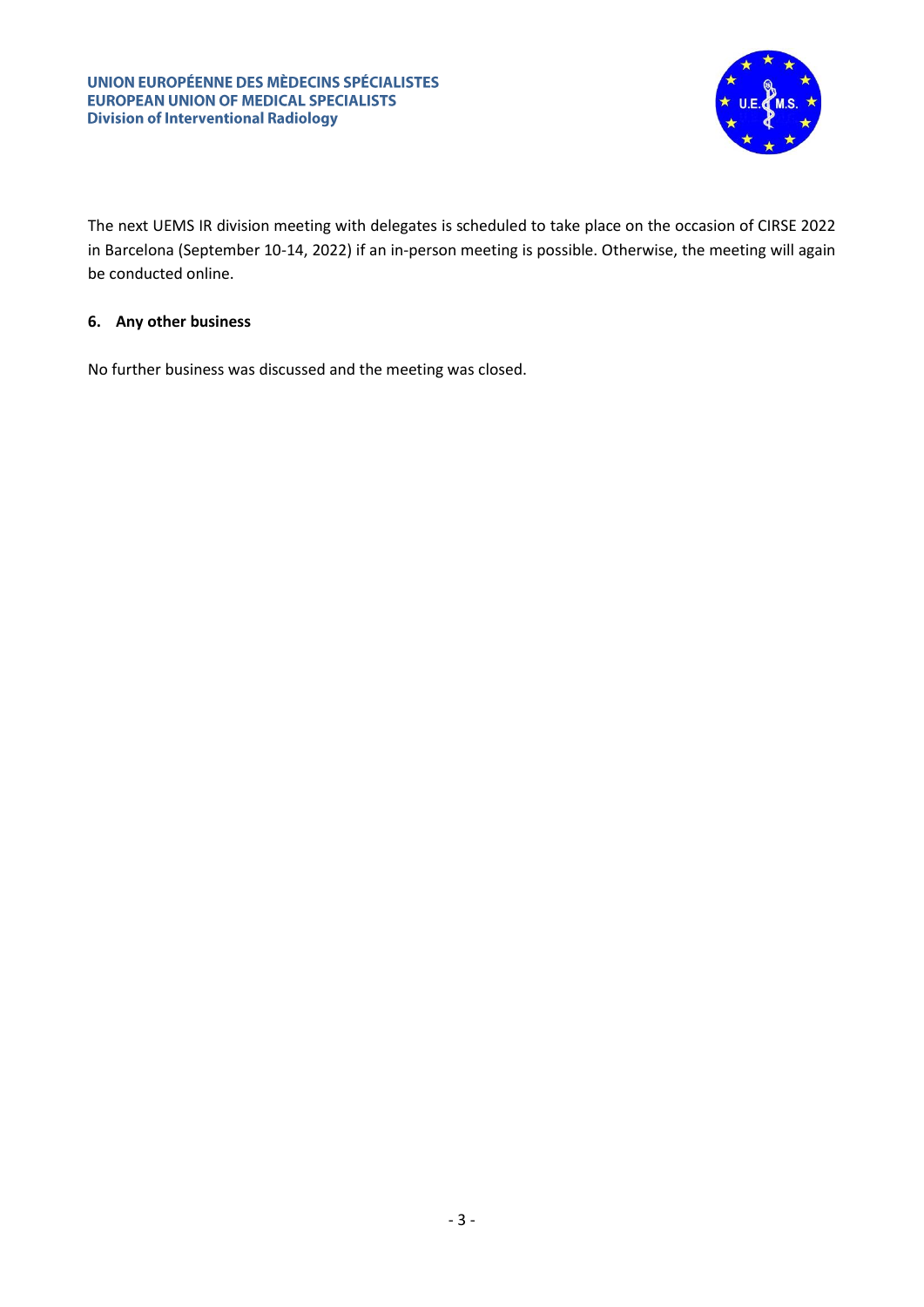The next UEMS IR division meeting with delegates is scheduled to take place on the occasion of CIRSE 2022 in Barcelona (September 10-14, 2022) if an in-person meeting is possible. Otherwise, the meeting will again be conducted online.

### 6. Any other business

No further business was discussed and the meeting was closed.